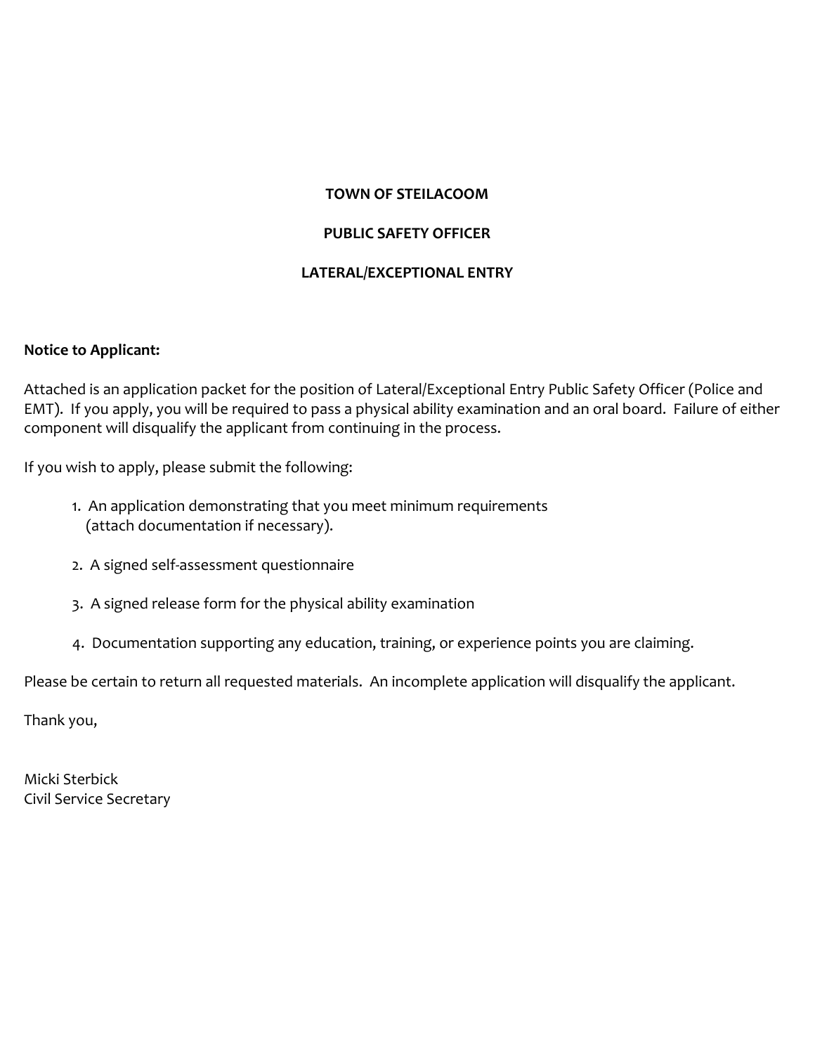**TOWN OF STEILACOOM**

**PUBLIC SAFETY OFFICER**

**LATERAL/EXCEPTIONAL ENTRY**

**Notice to Applicant:**

Attached is an application packet for the position of Lateral/Exceptional Entry Public Safety Officer (Police and EMT). If you apply, you will be required to pass a physical ability examination and an oral board. Failure of either component will disqualify the applicant from continuing in the process.

If you wish to apply, please submit the following:

1. An application demonstrating that you meet minimum requirements (attach documentation if necessary).
2. A signed self-assessment questionnaire
3. A signed release form for the physical ability examination
4. Documentation supporting any education, training, or experience points you are claiming.

Please be certain to return all requested materials. An incomplete application will disqualify the applicant.

Thank you,

Micki Sterbick
Civil Service Secretary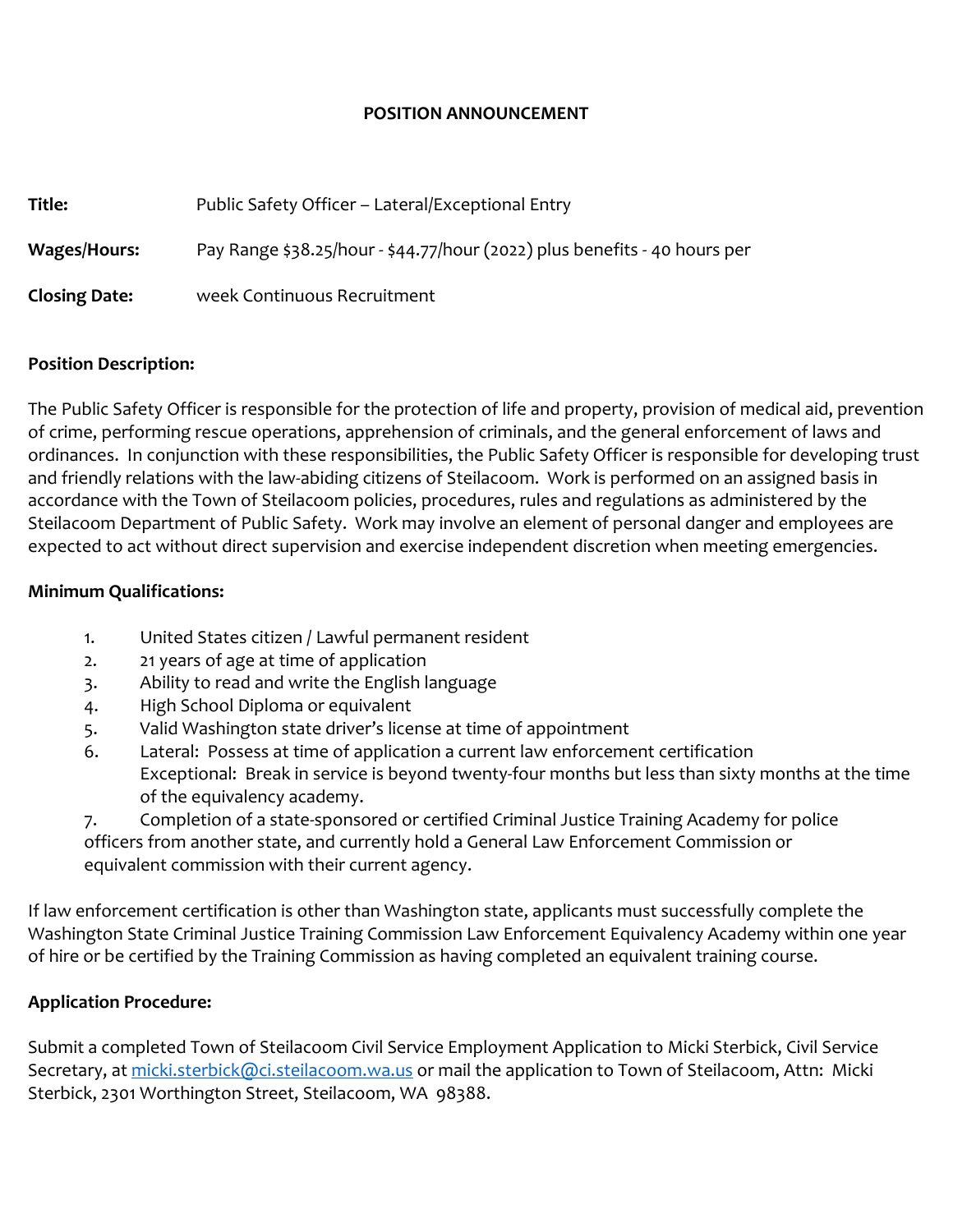**POSITION ANNOUNCEMENT**

**Title:** Public Safety Officer – Lateral/Exceptional Entry

**Wages/Hours:** Pay Range $38.25/hour - $44.77/hour (2022) plus benefits - 40 hours per

**Closing Date:** week Continuous Recruitment

**Position Description:**

The Public Safety Officer is responsible for the protection of life and property, provision of medical aid, prevention of crime, performing rescue operations, apprehension of criminals, and the general enforcement of laws and ordinances. In conjunction with these responsibilities, the Public Safety Officer is responsible for developing trust and friendly relations with the law-abiding citizens of Steilacoom. Work is performed on an assigned basis in accordance with the Town of Steilacoom policies, procedures, rules and regulations as administered by the Steilacoom Department of Public Safety. Work may involve an element of personal danger and employees are expected to act without direct supervision and exercise independent discretion when meeting emergencies.

**Minimum Qualifications:**

1. United States citizen / Lawful permanent resident
2. 21 years of age at time of application
3. Ability to read and write the English language
4. High School Diploma or equivalent
5. Valid Washington state driver's license at time of appointment
6. Lateral: Possess at time of application a current law enforcement certification
   Exceptional: Break in service is beyond twenty-four months but less than sixty months at the time of the equivalency academy.
7. Completion of a state-sponsored or certified Criminal Justice Training Academy for police officers from another state, and currently hold a General Law Enforcement Commission or equivalent commission with their current agency.

If law enforcement certification is other than Washington state, applicants must successfully complete the Washington State Criminal Justice Training Commission Law Enforcement Equivalency Academy within one year of hire or be certified by the Training Commission as having completed an equivalent training course.

**Application Procedure:**

Submit a completed Town of Steilacoom Civil Service Employment Application to Micki Sterbick, Civil Service Secretary, at micki.sterbick@ci.steilacoom.wa.us or mail the application to Town of Steilacoom, Attn: Micki Sterbick, 2301 Worthington Street, Steilacoom, WA 98388.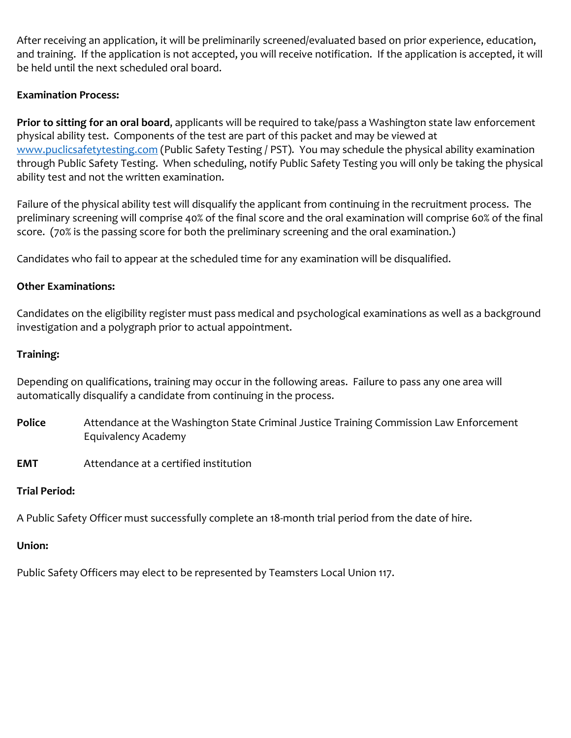After receiving an application, it will be preliminarily screened/evaluated based on prior experience, education, and training. If the application is not accepted, you will receive notification. If the application is accepted, it will be held until the next scheduled oral board.

**Examination Process:**

**Prior to sitting for an oral board**, applicants will be required to take/pass a Washington state law enforcement physical ability test. Components of the test are part of this packet and may be viewed at [www.puclicsafetytesting.com](www.puclicsafetytesting.com) (Public Safety Testing / PST). You may schedule the physical ability examination through Public Safety Testing. When scheduling, notify Public Safety Testing you will only be taking the physical ability test and not the written examination.

Failure of the physical ability test will disqualify the applicant from continuing in the recruitment process. The preliminary screening will comprise 40% of the final score and the oral examination will comprise 60% of the final score. (70% is the passing score for both the preliminary screening and the oral examination.)

Candidates who fail to appear at the scheduled time for any examination will be disqualified.

**Other Examinations:**

Candidates on the eligibility register must pass medical and psychological examinations as well as a background investigation and a polygraph prior to actual appointment.

**Training:**

Depending on qualifications, training may occur in the following areas. Failure to pass any one area will automatically disqualify a candidate from continuing in the process.

**Police** Attendance at the Washington State Criminal Justice Training Commission Law Enforcement Equivalency Academy

**EMT** Attendance at a certified institution

**Trial Period:**

A Public Safety Officer must successfully complete an 18-month trial period from the date of hire.

**Union:**

Public Safety Officers may elect to be represented by Teamsters Local Union 117.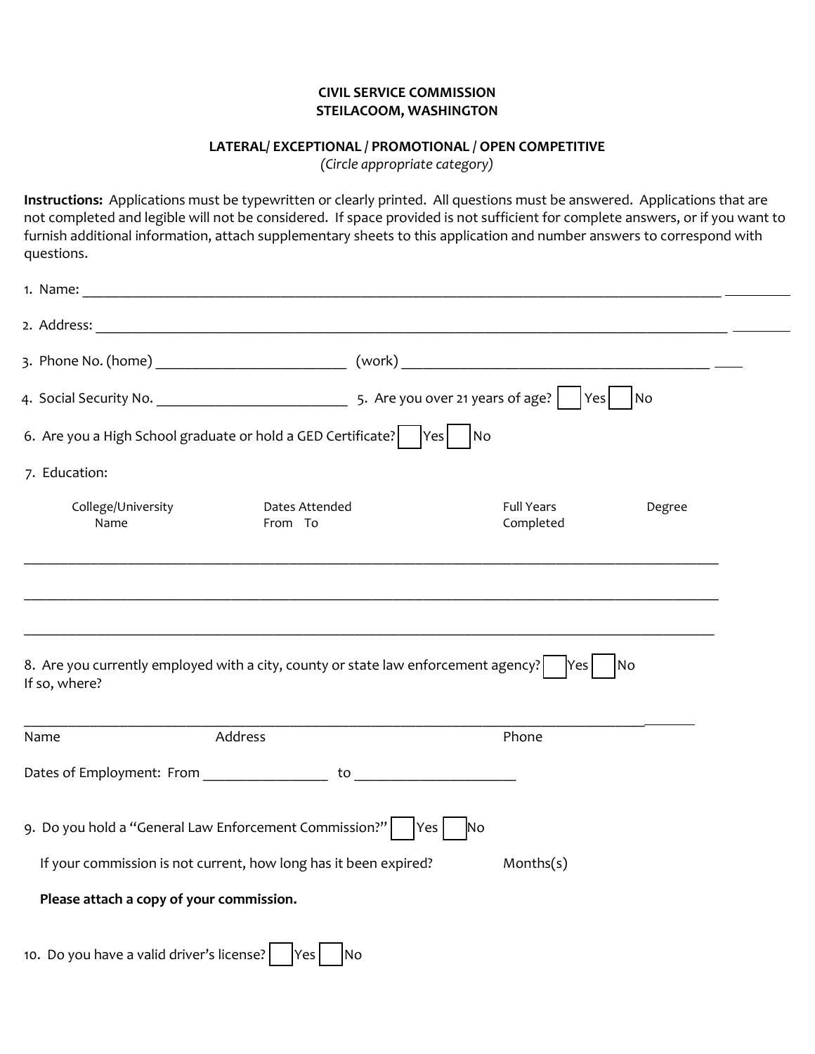**CIVIL SERVICE COMMISSION**
**STEILACOOM, WASHINGTON**

**LATERAL/ EXCEPTIONAL / PROMOTIONAL / OPEN COMPETITIVE**
*(Circle appropriate category)*

**Instructions:** Applications must be typewritten or clearly printed. All questions must be answered. Applications that are not completed and legible will not be considered. If space provided is not sufficient for complete answers, or if you want to furnish additional information, attach supplementary sheets to this application and number answers to correspond with questions.

1. Name: ___________________________________________________________________________

2. Address: _________________________________________________________________________

3. Phone No. (home) ________________________ (work) ______________________________________

4. Social Security No. ________________________ 5. Are you over 21 years of age? ☐ Yes ☐ No

6. Are you a High School graduate or hold a GED Certificate? ☐ Yes ☐ No

7. Education:

| College/University Name | Dates Attended From To | Full Years Completed | Degree |
|---|---|---|---|
| | | | |
| | | | |
| | | | |

8. Are you currently employed with a city, county or state law enforcement agency? ☐ Yes ☐ No
If so, where?

_____________________________________________________________________________________
Name Address Phone

Dates of Employment: From _______________ to ___________________

9. Do you hold a "General Law Enforcement Commission?" ☐ Yes ☐ No

If your commission is not current, how long has it been expired? Months(s)

**Please attach a copy of your commission.**

10. Do you have a valid driver's license? ☐ Yes ☐ No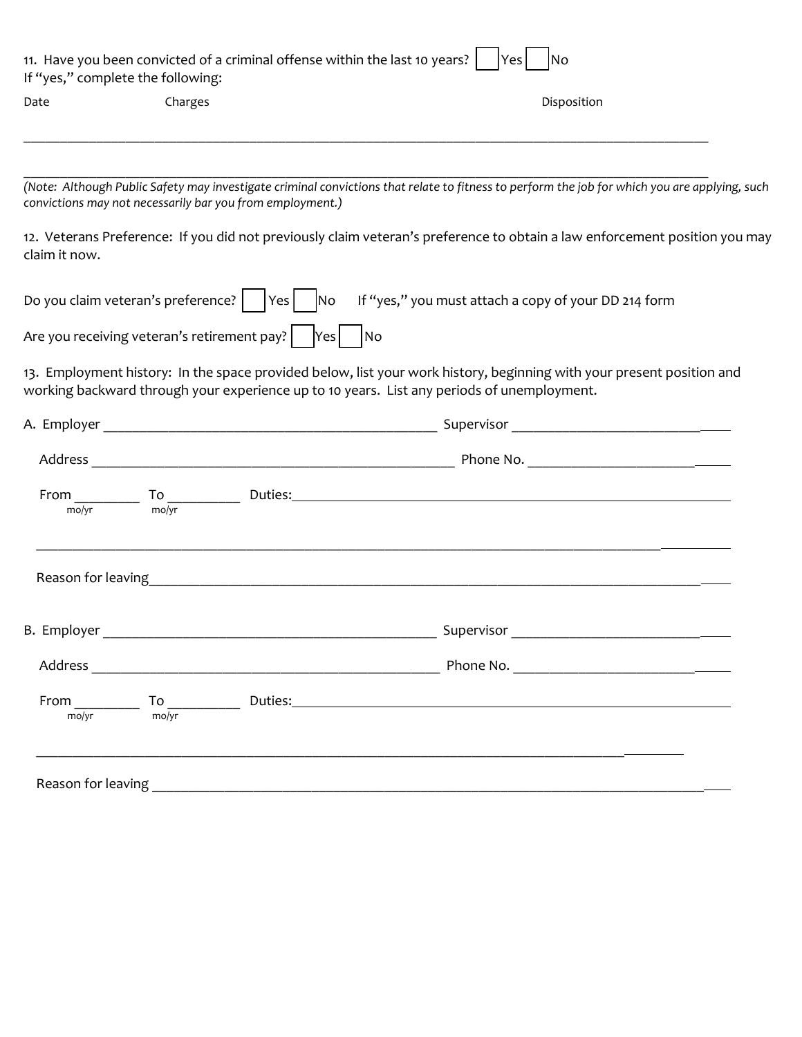11. Have you been convicted of a criminal offense within the last 10 years? ☐ Yes ☐ No
If "yes," complete the following:

Date Charges Disposition

_______________________________________________________________________________________________

_______________________________________________________________________________________________

*(Note: Although Public Safety may investigate criminal convictions that relate to fitness to perform the job for which you are applying, such convictions may not necessarily bar you from employment.)*

12. Veterans Preference: If you did not previously claim veteran's preference to obtain a law enforcement position you may claim it now.

Do you claim veteran's preference? ☐ Yes ☐ No If "yes," you must attach a copy of your DD 214 form

Are you receiving veteran's retirement pay? ☐ Yes ☐ No

13. Employment history: In the space provided below, list your work history, beginning with your present position and working backward through your experience up to 10 years. List any periods of unemployment.

A. Employer _____________________________________________ Supervisor _______________________________

Address _________________________________________________ Phone No. _____________________________

From _________ To __________ Duties: ________________________________________________________________
mo/yr mo/yr

_______________________________________________________________________________________________

Reason for leaving _____________________________________________________________________________

B. Employer _____________________________________________ Supervisor _______________________________

Address _________________________________________________ Phone No. _____________________________

From _________ To __________ Duties: ________________________________________________________________
mo/yr mo/yr

_______________________________________________________________________________________________

Reason for leaving _____________________________________________________________________________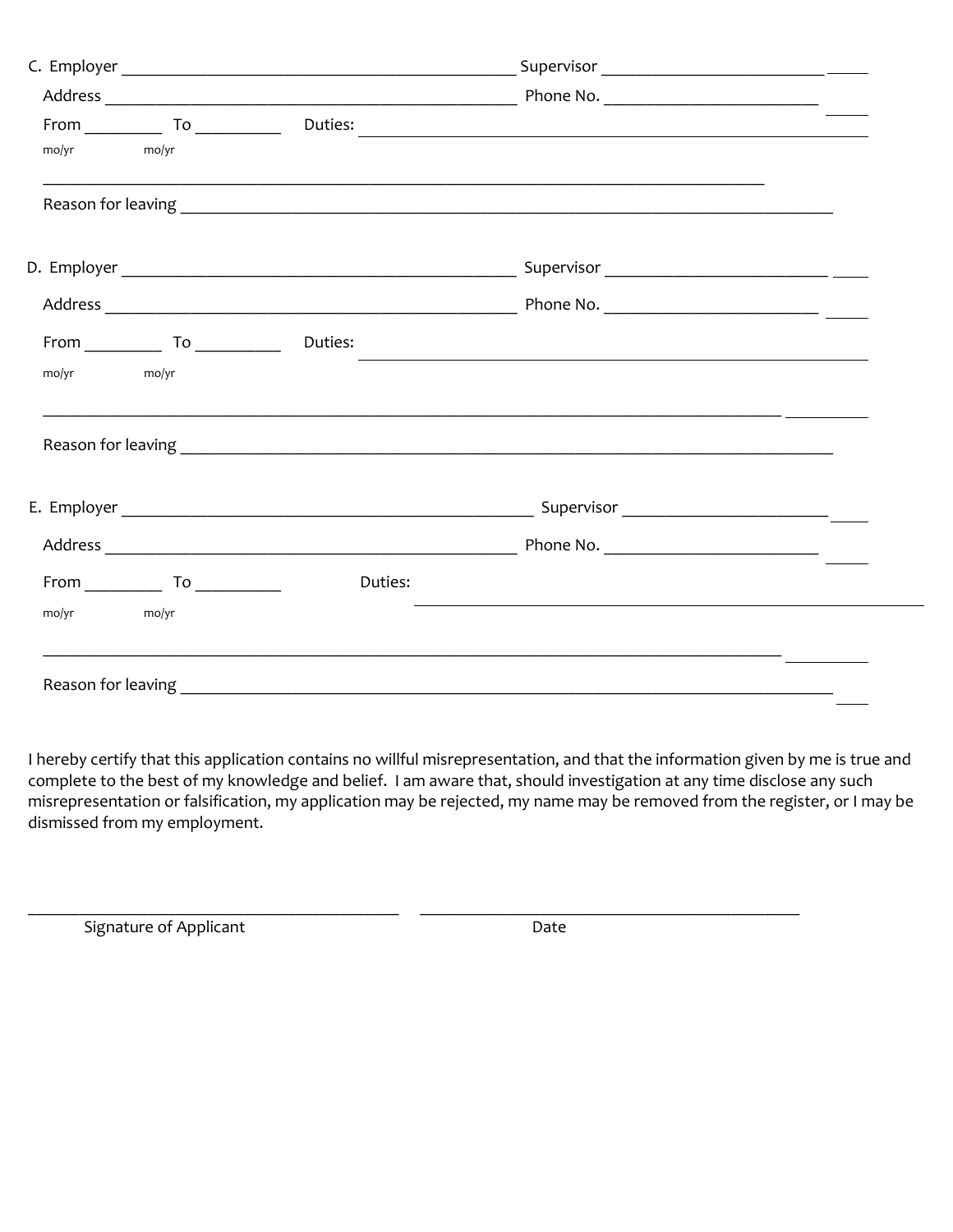C. Employer ______________________________________________ Supervisor _____________________________

Address ________________________________________________ Phone No. _________________________

From _________ To __________ Duties: ________________________________________________________

mo/yr mo/yr

_____________________________________________________________________________________

Reason for leaving _______________________________________________________________________

D. Employer ______________________________________________ Supervisor _____________________________

Address ________________________________________________ Phone No. _________________________

From _________ To __________ Duties: ________________________________________________________

mo/yr mo/yr

_____________________________________________________________________________________

Reason for leaving _______________________________________________________________________

E. Employer ______________________________________________ Supervisor _____________________________

Address ________________________________________________ Phone No. _________________________

From _________ To __________ Duties: ________________________________________________________

mo/yr mo/yr

_____________________________________________________________________________________

Reason for leaving _______________________________________________________________________

I hereby certify that this application contains no willful misrepresentation, and that the information given by me is true and complete to the best of my knowledge and belief. I am aware that, should investigation at any time disclose any such misrepresentation or falsification, my application may be rejected, my name may be removed from the register, or I may be dismissed from my employment.

_____________________________________________ _____________________________________________

Signature of Applicant Date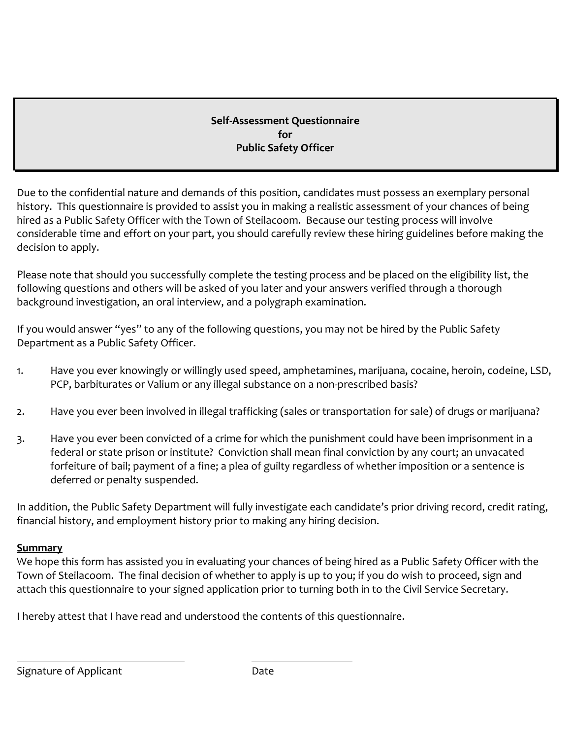# Self-Assessment Questionnaire
# for
# Public Safety Officer

Due to the confidential nature and demands of this position, candidates must possess an exemplary personal history. This questionnaire is provided to assist you in making a realistic assessment of your chances of being hired as a Public Safety Officer with the Town of Steilacoom. Because our testing process will involve considerable time and effort on your part, you should carefully review these hiring guidelines before making the decision to apply.

Please note that should you successfully complete the testing process and be placed on the eligibility list, the following questions and others will be asked of you later and your answers verified through a thorough background investigation, an oral interview, and a polygraph examination.

If you would answer "yes" to any of the following questions, you may not be hired by the Public Safety Department as a Public Safety Officer.

1. Have you ever knowingly or willingly used speed, amphetamines, marijuana, cocaine, heroin, codeine, LSD, PCP, barbiturates or Valium or any illegal substance on a non-prescribed basis?

2. Have you ever been involved in illegal trafficking (sales or transportation for sale) of drugs or marijuana?

3. Have you ever been convicted of a crime for which the punishment could have been imprisonment in a federal or state prison or institute? Conviction shall mean final conviction by any court; an unvacated forfeiture of bail; payment of a fine; a plea of guilty regardless of whether imposition or a sentence is deferred or penalty suspended.

In addition, the Public Safety Department will fully investigate each candidate's prior driving record, credit rating, financial history, and employment history prior to making any hiring decision.

**Summary**

We hope this form has assisted you in evaluating your chances of being hired as a Public Safety Officer with the Town of Steilacoom. The final decision of whether to apply is up to you; if you do wish to proceed, sign and attach this questionnaire to your signed application prior to turning both in to the Civil Service Secretary.

I hereby attest that I have read and understood the contents of this questionnaire.

\_\_\_\_\_\_\_\_\_\_\_\_\_\_\_\_\_\_\_\_\_\_\_\_\_\_\_\_\_\_ \_\_\_\_\_\_\_\_\_\_\_\_\_\_\_\_\_\_\_\_

Signature of Applicant Date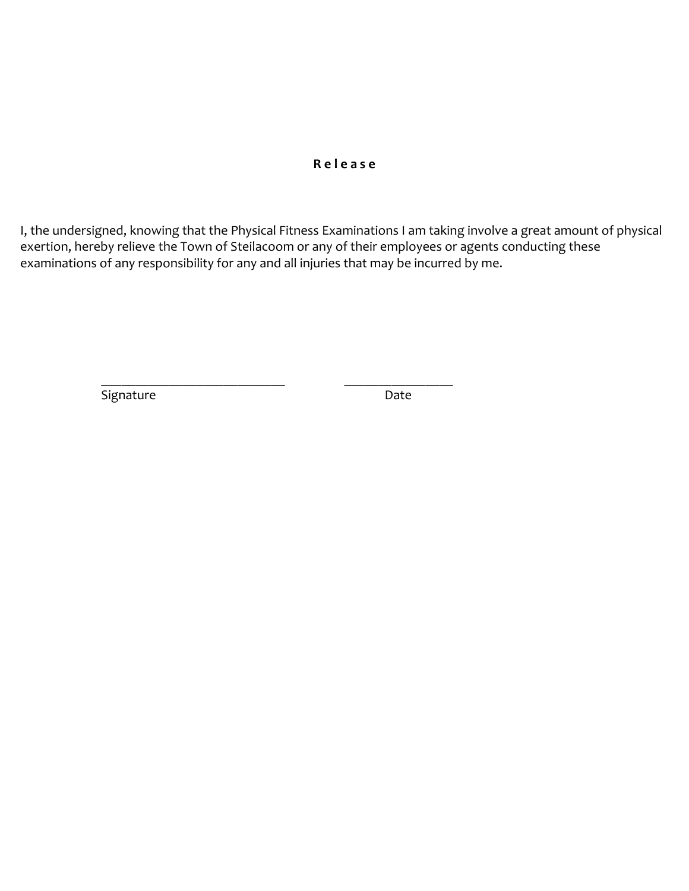## Release

I, the undersigned, knowing that the Physical Fitness Examinations I am taking involve a great amount of physical exertion, hereby relieve the Town of Steilacoom or any of their employees or agents conducting these examinations of any responsibility for any and all injuries that may be incurred by me.

_____________________________ _________________

Signature Date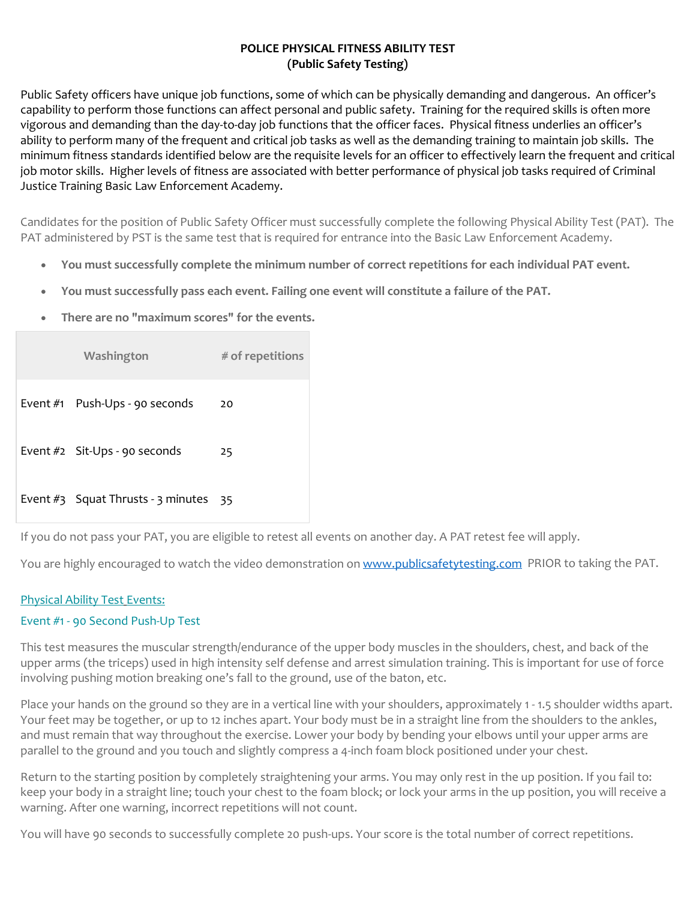## POLICE PHYSICAL FITNESS ABILITY TEST
## (Public Safety Testing)

Public Safety officers have unique job functions, some of which can be physically demanding and dangerous. An officer's capability to perform those functions can affect personal and public safety. Training for the required skills is often more vigorous and demanding than the day-to-day job functions that the officer faces. Physical fitness underlies an officer's ability to perform many of the frequent and critical job tasks as well as the demanding training to maintain job skills. The minimum fitness standards identified below are the requisite levels for an officer to effectively learn the frequent and critical job motor skills. Higher levels of fitness are associated with better performance of physical job tasks required of Criminal Justice Training Basic Law Enforcement Academy.

Candidates for the position of Public Safety Officer must successfully complete the following Physical Ability Test (PAT). The PAT administered by PST is the same test that is required for entrance into the Basic Law Enforcement Academy.

- **You must successfully complete the minimum number of correct repetitions for each individual PAT event.**
- **You must successfully pass each event. Failing one event will constitute a failure of the PAT.**
- **There are no "maximum scores" for the events.**

| | Washington | # of repetitions |
|---|---|---|
| Event #1 | Push-Ups - 90 seconds | 20 |
| Event #2 | Sit-Ups - 90 seconds | 25 |
| Event #3 | Squat Thrusts - 3 minutes | 35 |

If you do not pass your PAT, you are eligible to retest all events on another day. A PAT retest fee will apply.

You are highly encouraged to watch the video demonstration on www.publicsafetytesting.com PRIOR to taking the PAT.

### Physical Ability Test Events:

### Event #1 - 90 Second Push-Up Test

This test measures the muscular strength/endurance of the upper body muscles in the shoulders, chest, and back of the upper arms (the triceps) used in high intensity self defense and arrest simulation training. This is important for use of force involving pushing motion breaking one's fall to the ground, use of the baton, etc.

Place your hands on the ground so they are in a vertical line with your shoulders, approximately 1 - 1.5 shoulder widths apart. Your feet may be together, or up to 12 inches apart. Your body must be in a straight line from the shoulders to the ankles, and must remain that way throughout the exercise. Lower your body by bending your elbows until your upper arms are parallel to the ground and you touch and slightly compress a 4-inch foam block positioned under your chest.

Return to the starting position by completely straightening your arms. You may only rest in the up position. If you fail to: keep your body in a straight line; touch your chest to the foam block; or lock your arms in the up position, you will receive a warning. After one warning, incorrect repetitions will not count.

You will have 90 seconds to successfully complete 20 push-ups. Your score is the total number of correct repetitions.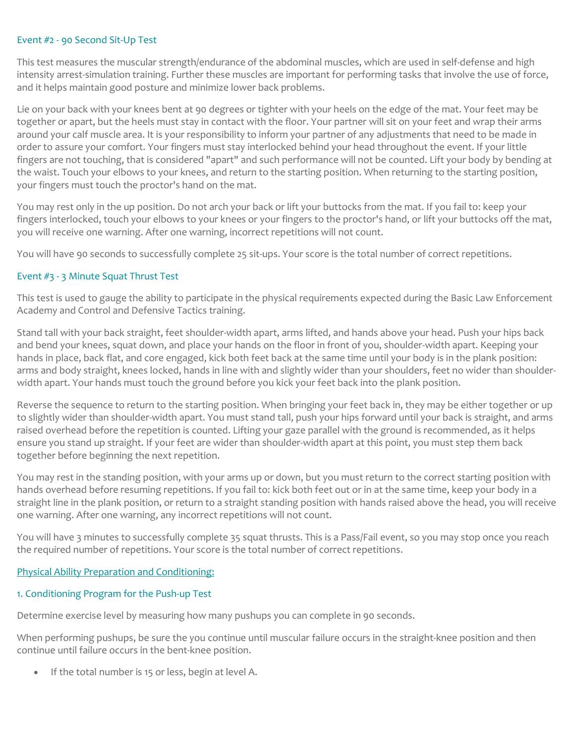### Event #2 - 90 Second Sit-Up Test

This test measures the muscular strength/endurance of the abdominal muscles, which are used in self-defense and high intensity arrest-simulation training. Further these muscles are important for performing tasks that involve the use of force, and it helps maintain good posture and minimize lower back problems.

Lie on your back with your knees bent at 90 degrees or tighter with your heels on the edge of the mat. Your feet may be together or apart, but the heels must stay in contact with the floor. Your partner will sit on your feet and wrap their arms around your calf muscle area. It is your responsibility to inform your partner of any adjustments that need to be made in order to assure your comfort. Your fingers must stay interlocked behind your head throughout the event. If your little fingers are not touching, that is considered "apart" and such performance will not be counted. Lift your body by bending at the waist. Touch your elbows to your knees, and return to the starting position. When returning to the starting position, your fingers must touch the proctor's hand on the mat.

You may rest only in the up position. Do not arch your back or lift your buttocks from the mat. If you fail to: keep your fingers interlocked, touch your elbows to your knees or your fingers to the proctor's hand, or lift your buttocks off the mat, you will receive one warning. After one warning, incorrect repetitions will not count.

You will have 90 seconds to successfully complete 25 sit-ups. Your score is the total number of correct repetitions.

### Event #3 - 3 Minute Squat Thrust Test

This test is used to gauge the ability to participate in the physical requirements expected during the Basic Law Enforcement Academy and Control and Defensive Tactics training.

Stand tall with your back straight, feet shoulder-width apart, arms lifted, and hands above your head. Push your hips back and bend your knees, squat down, and place your hands on the floor in front of you, shoulder-width apart. Keeping your hands in place, back flat, and core engaged, kick both feet back at the same time until your body is in the plank position: arms and body straight, knees locked, hands in line with and slightly wider than your shoulders, feet no wider than shoulder-width apart. Your hands must touch the ground before you kick your feet back into the plank position.

Reverse the sequence to return to the starting position. When bringing your feet back in, they may be either together or up to slightly wider than shoulder-width apart. You must stand tall, push your hips forward until your back is straight, and arms raised overhead before the repetition is counted. Lifting your gaze parallel with the ground is recommended, as it helps ensure you stand up straight. If your feet are wider than shoulder-width apart at this point, you must step them back together before beginning the next repetition.

You may rest in the standing position, with your arms up or down, but you must return to the correct starting position with hands overhead before resuming repetitions. If you fail to: kick both feet out or in at the same time, keep your body in a straight line in the plank position, or return to a straight standing position with hands raised above the head, you will receive one warning. After one warning, any incorrect repetitions will not count.

You will have 3 minutes to successfully complete 35 squat thrusts. This is a Pass/Fail event, so you may stop once you reach the required number of repetitions. Your score is the total number of correct repetitions.

## Physical Ability Preparation and Conditioning:

### 1. Conditioning Program for the Push-up Test

Determine exercise level by measuring how many pushups you can complete in 90 seconds.

When performing pushups, be sure the you continue until muscular failure occurs in the straight-knee position and then continue until failure occurs in the bent-knee position.

- If the total number is 15 or less, begin at level A.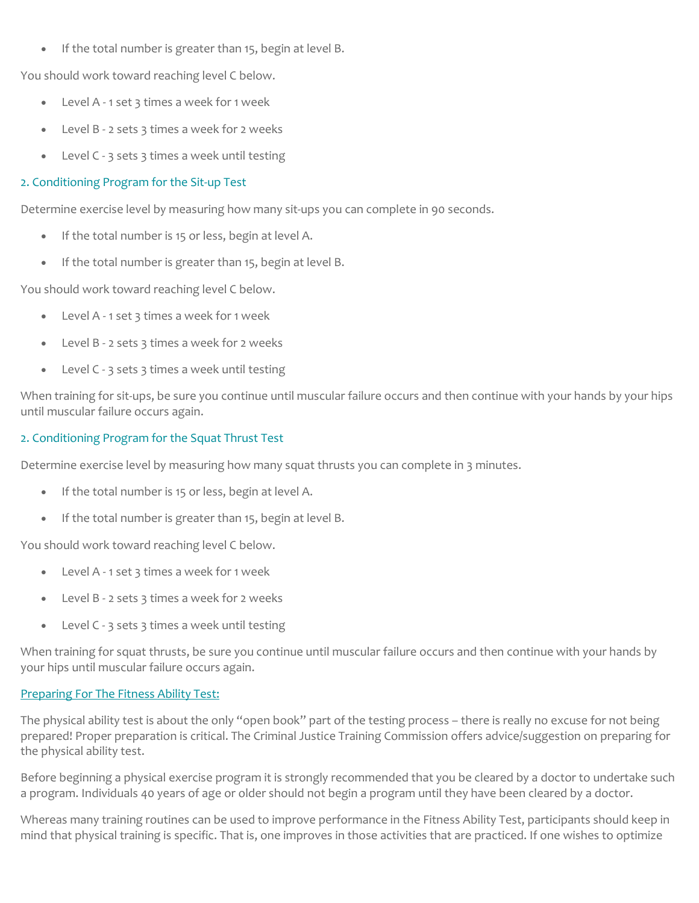- If the total number is greater than 15, begin at level B.

You should work toward reaching level C below.

- Level A - 1 set 3 times a week for 1 week
- Level B - 2 sets 3 times a week for 2 weeks
- Level C - 3 sets 3 times a week until testing

### 2. Conditioning Program for the Sit-up Test

Determine exercise level by measuring how many sit-ups you can complete in 90 seconds.

- If the total number is 15 or less, begin at level A.
- If the total number is greater than 15, begin at level B.

You should work toward reaching level C below.

- Level A - 1 set 3 times a week for 1 week
- Level B - 2 sets 3 times a week for 2 weeks
- Level C - 3 sets 3 times a week until testing

When training for sit-ups, be sure you continue until muscular failure occurs and then continue with your hands by your hips until muscular failure occurs again.

### 2. Conditioning Program for the Squat Thrust Test

Determine exercise level by measuring how many squat thrusts you can complete in 3 minutes.

- If the total number is 15 or less, begin at level A.
- If the total number is greater than 15, begin at level B.

You should work toward reaching level C below.

- Level A - 1 set 3 times a week for 1 week
- Level B - 2 sets 3 times a week for 2 weeks
- Level C - 3 sets 3 times a week until testing

When training for squat thrusts, be sure you continue until muscular failure occurs and then continue with your hands by your hips until muscular failure occurs again.

### Preparing For The Fitness Ability Test:

The physical ability test is about the only "open book" part of the testing process – there is really no excuse for not being prepared! Proper preparation is critical. The Criminal Justice Training Commission offers advice/suggestion on preparing for the physical ability test.

Before beginning a physical exercise program it is strongly recommended that you be cleared by a doctor to undertake such a program. Individuals 40 years of age or older should not begin a program until they have been cleared by a doctor.

Whereas many training routines can be used to improve performance in the Fitness Ability Test, participants should keep in mind that physical training is specific. That is, one improves in those activities that are practiced. If one wishes to optimize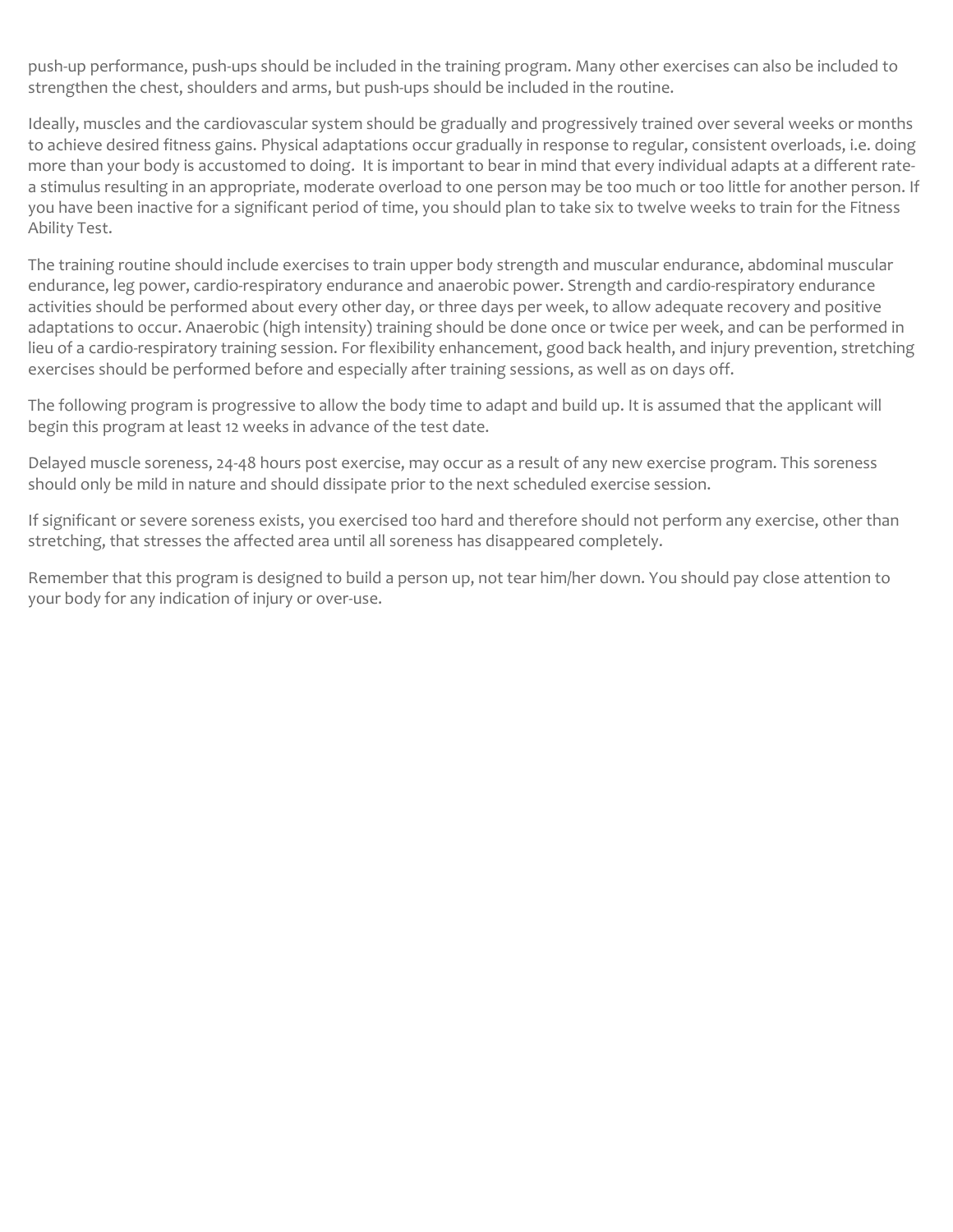push-up performance, push-ups should be included in the training program. Many other exercises can also be included to strengthen the chest, shoulders and arms, but push-ups should be included in the routine.

Ideally, muscles and the cardiovascular system should be gradually and progressively trained over several weeks or months to achieve desired fitness gains. Physical adaptations occur gradually in response to regular, consistent overloads, i.e. doing more than your body is accustomed to doing. It is important to bear in mind that every individual adapts at a different rate- a stimulus resulting in an appropriate, moderate overload to one person may be too much or too little for another person. If you have been inactive for a significant period of time, you should plan to take six to twelve weeks to train for the Fitness Ability Test.

The training routine should include exercises to train upper body strength and muscular endurance, abdominal muscular endurance, leg power, cardio-respiratory endurance and anaerobic power. Strength and cardio-respiratory endurance activities should be performed about every other day, or three days per week, to allow adequate recovery and positive adaptations to occur. Anaerobic (high intensity) training should be done once or twice per week, and can be performed in lieu of a cardio-respiratory training session. For flexibility enhancement, good back health, and injury prevention, stretching exercises should be performed before and especially after training sessions, as well as on days off.

The following program is progressive to allow the body time to adapt and build up. It is assumed that the applicant will begin this program at least 12 weeks in advance of the test date.

Delayed muscle soreness, 24-48 hours post exercise, may occur as a result of any new exercise program. This soreness should only be mild in nature and should dissipate prior to the next scheduled exercise session.

If significant or severe soreness exists, you exercised too hard and therefore should not perform any exercise, other than stretching, that stresses the affected area until all soreness has disappeared completely.

Remember that this program is designed to build a person up, not tear him/her down. You should pay close attention to your body for any indication of injury or over-use.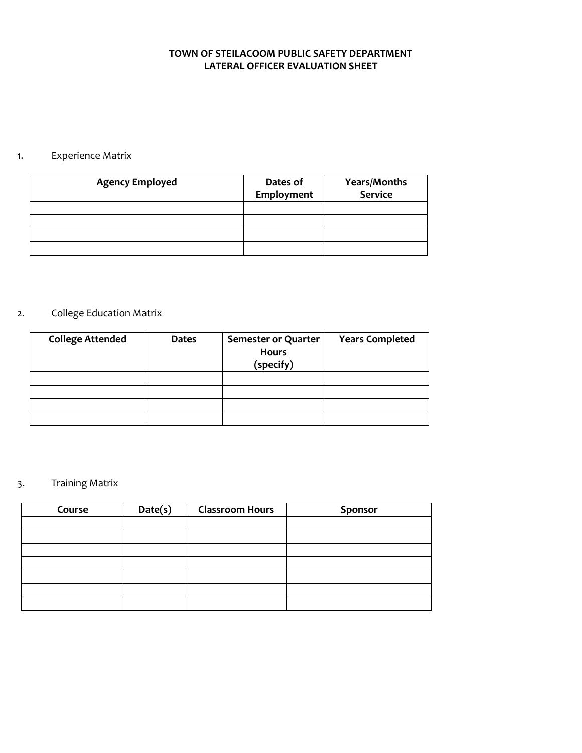**TOWN OF STEILACOOM PUBLIC SAFETY DEPARTMENT**
**LATERAL OFFICER EVALUATION SHEET**

1. Experience Matrix

| Agency Employed | Dates of Employment | Years/Months Service |
|---|---|---|
| | | |
| | | |
| | | |
| | | |

2. College Education Matrix

| College Attended | Dates | Semester or Quarter Hours (specify) | Years Completed |
|---|---|---|---|
| | | | |
| | | | |
| | | | |
| | | | |

3. Training Matrix

| Course | Date(s) | Classroom Hours | Sponsor |
|---|---|---|---|
| | | | |
| | | | |
| | | | |
| | | | |
| | | | |
| | | | |
| | | | |